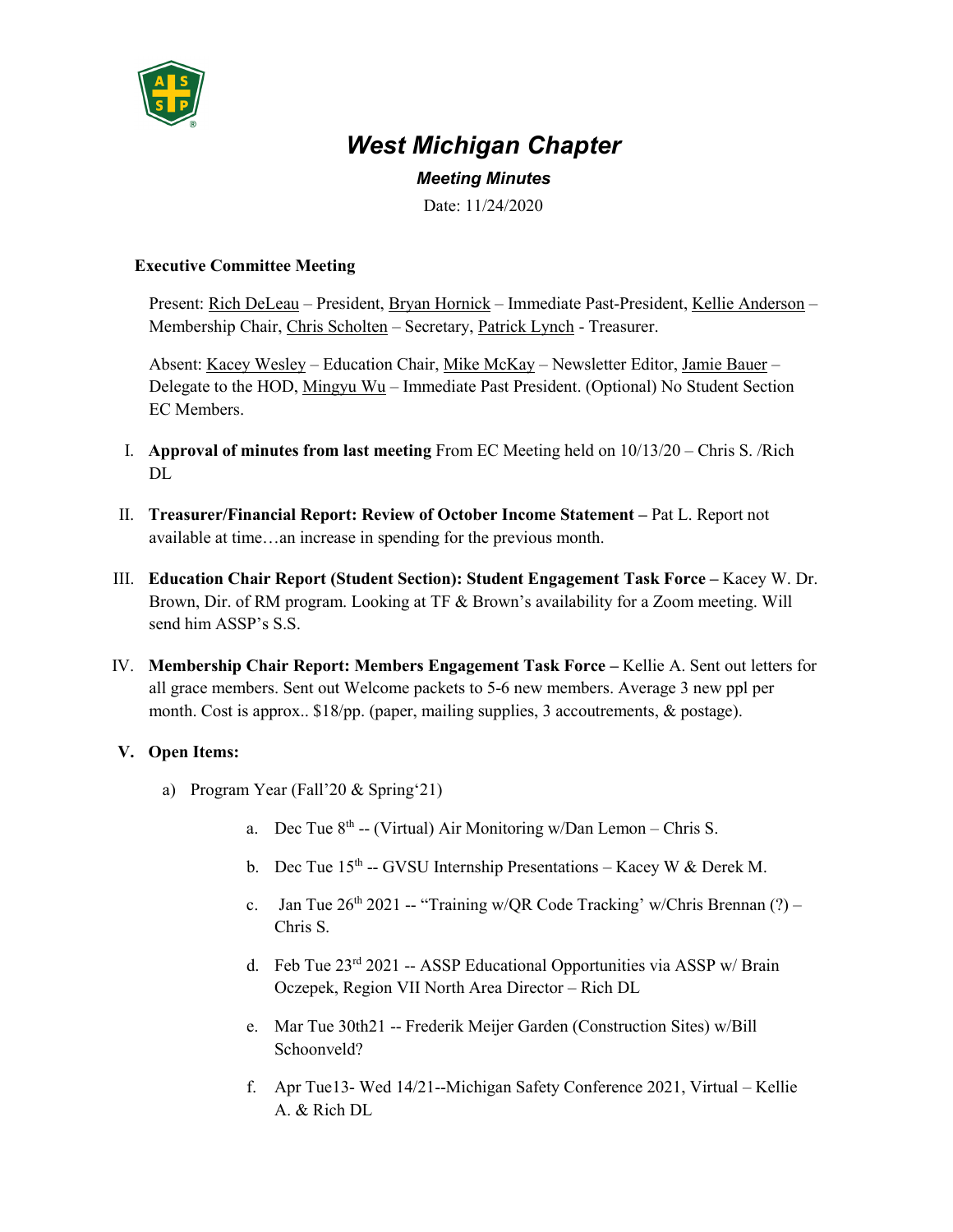# *West Michigan Chapter*

### *Meeting Minutes*

Date: 11/24/2020

**Executive Committee Meeting**

Present: Rich DeLeau – President, Bryan Hornick – Immediate Past-President, Kellie Anderson – Membership Chair, Chris Scholten – Secretary, Patrick Lynch - Treasurer.

Absent: Kacey Wesley – Education Chair, Mike McKay – Newsletter Editor, Jamie Bauer – Delegate to the HOD, Mingyu Wu – Immediate Past President. (Optional) No Student Section EC Members.

I. **Approval of minutes from last meeting** From EC Meeting held on 10/13/20 – Chris S. /Rich DL

II. **Treasurer/Financial Report: Review of October Income Statement –** Pat L. Report not available at time…an increase in spending for the previous month.

III. **Education Chair Report (Student Section): Student Engagement Task Force –** Kacey W. Dr. Brown, Dir. of RM program. Looking at TF & Brown's availability for a Zoom meeting. Will send him ASSP's S.S.

IV. **Membership Chair Report: Members Engagement Task Force –** Kellie A. Sent out letters for all grace members. Sent out Welcome packets to 5-6 new members. Average 3 new ppl per month. Cost is approx.. $18/pp. (paper, mailing supplies, 3 accoutrements, & postage).

**V. Open Items:**

a) Program Year (Fall'20 & Spring'21)

   a. Dec Tue 8th -- (Virtual) Air Monitoring w/Dan Lemon – Chris S.

   b. Dec Tue 15th -- GVSU Internship Presentations – Kacey W & Derek M.

   c. Jan Tue 26th 2021 -- "Training w/QR Code Tracking' w/Chris Brennan (?) – Chris S.

   d. Feb Tue 23rd 2021 -- ASSP Educational Opportunities via ASSP w/ Brain Oczepek, Region VII North Area Director – Rich DL

   e. Mar Tue 30th21 -- Frederik Meijer Garden (Construction Sites) w/Bill Schoonveld?

   f. Apr Tue13- Wed 14/21--Michigan Safety Conference 2021, Virtual – Kellie A. & Rich DL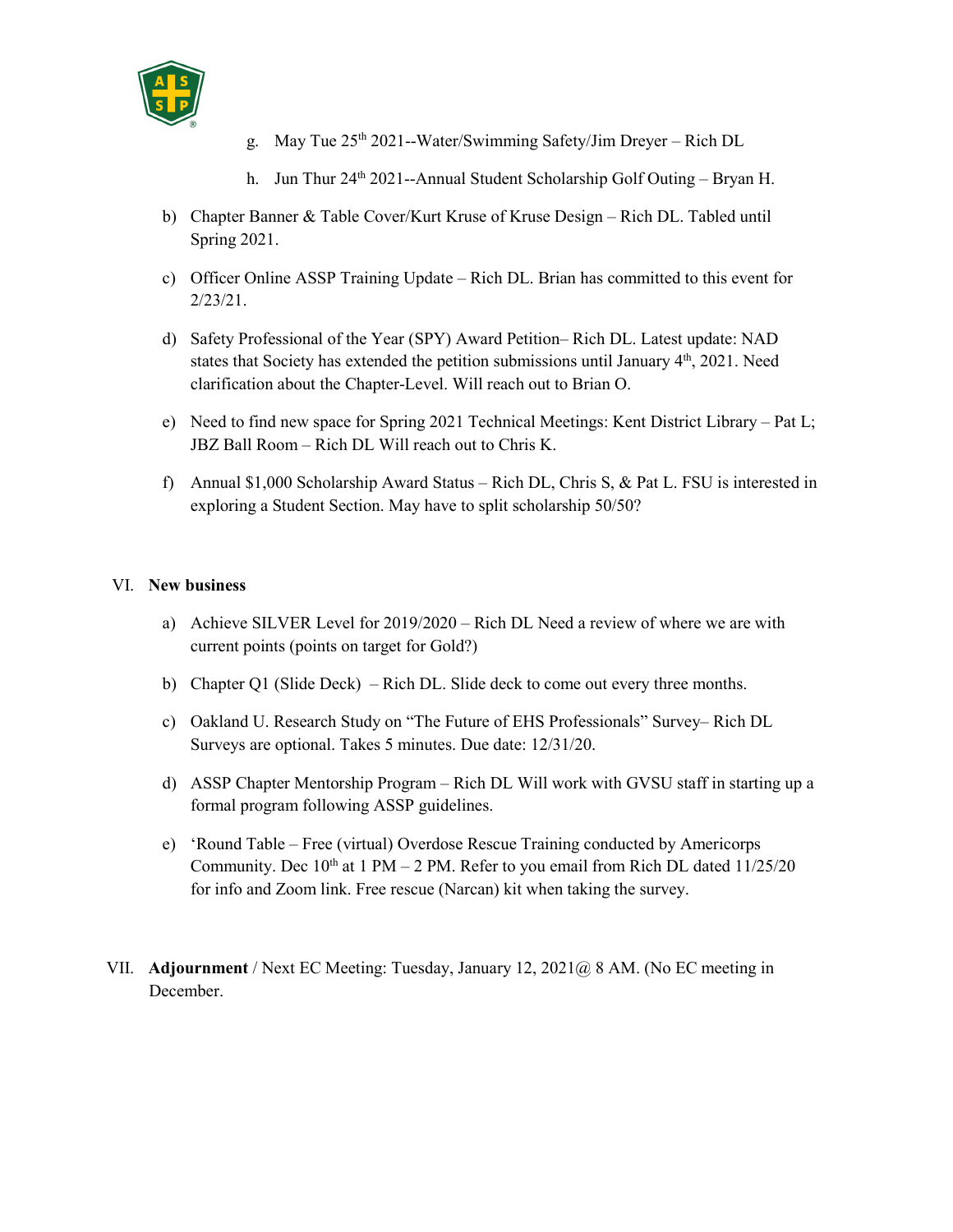g. May Tue 25th 2021--Water/Swimming Safety/Jim Dreyer – Rich DL

h. Jun Thur 24th 2021--Annual Student Scholarship Golf Outing – Bryan H.

b) Chapter Banner & Table Cover/Kurt Kruse of Kruse Design – Rich DL. Tabled until Spring 2021.

c) Officer Online ASSP Training Update – Rich DL. Brian has committed to this event for 2/23/21.

d) Safety Professional of the Year (SPY) Award Petition– Rich DL. Latest update: NAD states that Society has extended the petition submissions until January 4th, 2021. Need clarification about the Chapter-Level. Will reach out to Brian O.

e) Need to find new space for Spring 2021 Technical Meetings: Kent District Library – Pat L; JBZ Ball Room – Rich DL Will reach out to Chris K.

f) Annual $1,000 Scholarship Award Status – Rich DL, Chris S, & Pat L. FSU is interested in exploring a Student Section. May have to split scholarship 50/50?

VI. **New business**

a) Achieve SILVER Level for 2019/2020 – Rich DL Need a review of where we are with current points (points on target for Gold?)

b) Chapter Q1 (Slide Deck) – Rich DL. Slide deck to come out every three months.

c) Oakland U. Research Study on "The Future of EHS Professionals" Survey– Rich DL Surveys are optional. Takes 5 minutes. Due date: 12/31/20.

d) ASSP Chapter Mentorship Program – Rich DL Will work with GVSU staff in starting up a formal program following ASSP guidelines.

e) 'Round Table – Free (virtual) Overdose Rescue Training conducted by Americorps Community. Dec 10th at 1 PM – 2 PM. Refer to you email from Rich DL dated 11/25/20 for info and Zoom link. Free rescue (Narcan) kit when taking the survey.

VII. **Adjournment** / Next EC Meeting: Tuesday, January 12, 2021@ 8 AM. (No EC meeting in December.